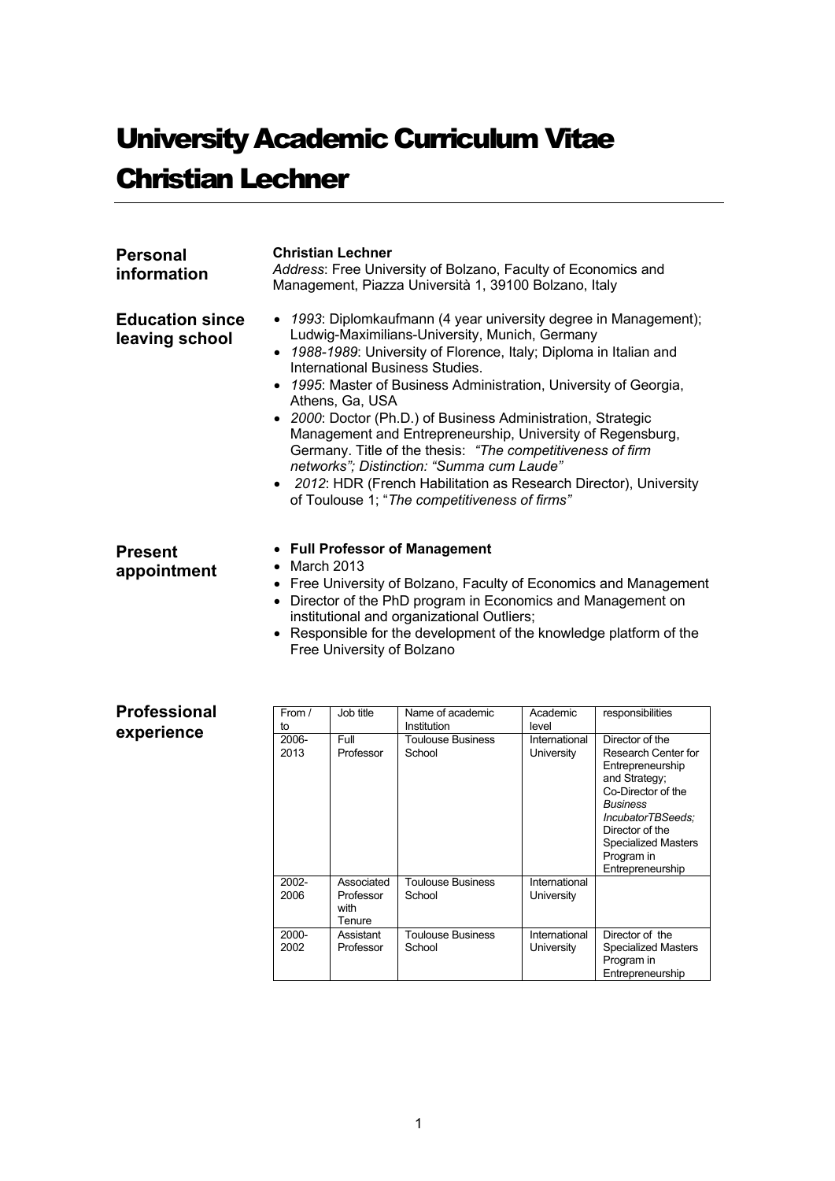# University Academic Curriculum Vitae
# Christian Lechner

## Personal information

**Christian Lechner**
*Address*: Free University of Bolzano, Faculty of Economics and Management, Piazza Università 1, 39100 Bolzano, Italy

## Education since leaving school

- *1993*: Diplomkaufmann (4 year university degree in Management); Ludwig-Maximilians-University, Munich, Germany
- *1988-1989*: University of Florence, Italy; Diploma in Italian and International Business Studies.
- *1995*: Master of Business Administration, University of Georgia, Athens, Ga, USA
- *2000*: Doctor (Ph.D.) of Business Administration, Strategic Management and Entrepreneurship, University of Regensburg, Germany. Title of the thesis: *"The competitiveness of firm networks"; Distinction: "Summa cum Laude"*
- *2012*: HDR (French Habilitation as Research Director), University of Toulouse 1; "*The competitiveness of firms"*

## Present appointment

- **Full Professor of Management**
- March 2013
- Free University of Bolzano, Faculty of Economics and Management
- Director of the PhD program in Economics and Management on institutional and organizational Outliers;
- Responsible for the development of the knowledge platform of the Free University of Bolzano

## Professional experience

| From / to | Job title | Name of academic Institution | Academic level | responsibilities |
|---|---|---|---|---|
| 2006-2013 | Full Professor | Toulouse Business School | International University | Director of the Research Center for Entrepreneurship and Strategy; Co-Director of the *Business IncubatorTBSeeds;* Director of the Specialized Masters Program in Entrepreneurship |
| 2002-2006 | Associated Professor with Tenure | Toulouse Business School | International University | |
| 2000-2002 | Assistant Professor | Toulouse Business School | International University | Director of the Specialized Masters Program in Entrepreneurship |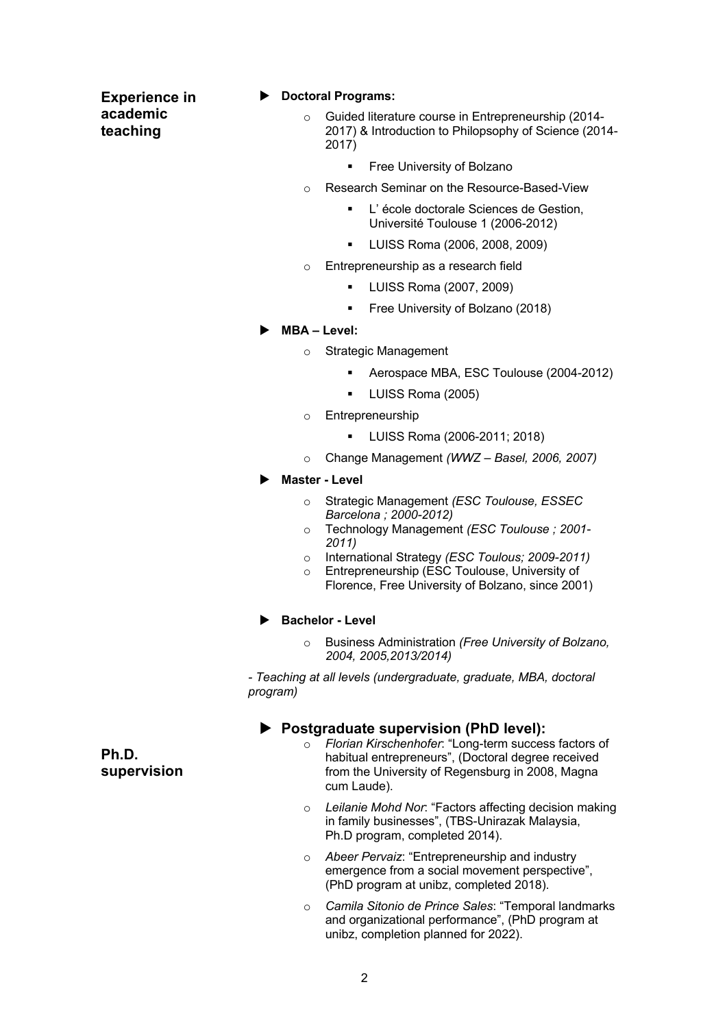## Experience in academic teaching

- **Doctoral Programs:**
  - Guided literature course in Entrepreneurship (2014-2017) & Introduction to Philopsophy of Science (2014-2017)
    - Free University of Bolzano
  - Research Seminar on the Resource-Based-View
    - L' école doctorale Sciences de Gestion, Université Toulouse 1 (2006-2012)
    - LUISS Roma (2006, 2008, 2009)
  - Entrepreneurship as a research field
    - LUISS Roma (2007, 2009)
    - Free University of Bolzano (2018)
- **MBA – Level:**
  - Strategic Management
    - Aerospace MBA, ESC Toulouse (2004-2012)
    - LUISS Roma (2005)
  - Entrepreneurship
    - LUISS Roma (2006-2011; 2018)
  - Change Management *(WWZ – Basel, 2006, 2007)*
- **Master - Level**
  - Strategic Management *(ESC Toulouse, ESSEC Barcelona ; 2000-2012)*
  - Technology Management *(ESC Toulouse ; 2001-2011)*
  - International Strategy *(ESC Toulous; 2009-2011)*
  - Entrepreneurship (ESC Toulouse, University of Florence, Free University of Bolzano, since 2001)
- **Bachelor - Level**
  - Business Administration *(Free University of Bolzano, 2004, 2005,2013/2014)*

*- Teaching at all levels (undergraduate, graduate, MBA, doctoral program)*

## Ph.D. supervision

- **Postgraduate supervision (PhD level):**
  - *Florian Kirschenhofer*: "Long-term success factors of habitual entrepreneurs", (Doctoral degree received from the University of Regensburg in 2008, Magna cum Laude).
  - *Leilanie Mohd Nor*: "Factors affecting decision making in family businesses", (TBS-Unirazak Malaysia, Ph.D program, completed 2014).
  - *Abeer Pervaiz*: "Entrepreneurship and industry emergence from a social movement perspective", (PhD program at unibz, completed 2018).
  - *Camila Sitonio de Prince Sales*: "Temporal landmarks and organizational performance", (PhD program at unibz, completion planned for 2022).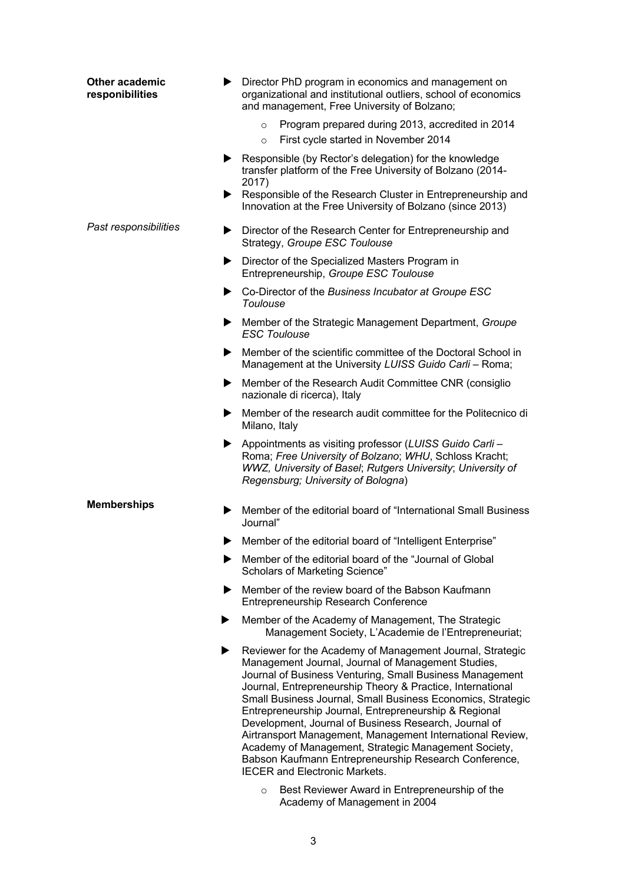**Other academic responibilities**

- Director PhD program in economics and management on organizational and institutional outliers, school of economics and management, Free University of Bolzano;
    - Program prepared during 2013, accredited in 2014
    - First cycle started in November 2014
- Responsible (by Rector's delegation) for the knowledge transfer platform of the Free University of Bolzano (2014-2017)
- Responsible of the Research Cluster in Entrepreneurship and Innovation at the Free University of Bolzano (since 2013)

*Past responsibilities*

- Director of the Research Center for Entrepreneurship and Strategy, *Groupe ESC Toulouse*
- Director of the Specialized Masters Program in Entrepreneurship, *Groupe ESC Toulouse*
- Co-Director of the *Business Incubator at Groupe ESC Toulouse*
- Member of the Strategic Management Department, *Groupe ESC Toulouse*
- Member of the scientific committee of the Doctoral School in Management at the University *LUISS Guido Carli* – Roma;
- Member of the Research Audit Committee CNR (consiglio nazionale di ricerca), Italy
- Member of the research audit committee for the Politecnico di Milano, Italy
- Appointments as visiting professor (*LUISS Guido Carli* – Roma; *Free University of Bolzano*; *WHU*, Schloss Kracht; *WWZ, University of Basel*; *Rutgers University*; *University of Regensburg; University of Bologna*)

**Memberships**

- Member of the editorial board of "International Small Business Journal"
- Member of the editorial board of "Intelligent Enterprise"
- Member of the editorial board of the "Journal of Global Scholars of Marketing Science"
- Member of the review board of the Babson Kaufmann Entrepreneurship Research Conference
- Member of the Academy of Management, The Strategic Management Society, L'Academie de l'Entrepreneuriat;
- Reviewer for the Academy of Management Journal, Strategic Management Journal, Journal of Management Studies, Journal of Business Venturing, Small Business Management Journal, Entrepreneurship Theory & Practice, International Small Business Journal, Small Business Economics, Strategic Entrepreneurship Journal, Entrepreneurship & Regional Development, Journal of Business Research, Journal of Airtransport Management, Management International Review, Academy of Management, Strategic Management Society, Babson Kaufmann Entrepreneurship Research Conference, IECER and Electronic Markets.
    - Best Reviewer Award in Entrepreneurship of the Academy of Management in 2004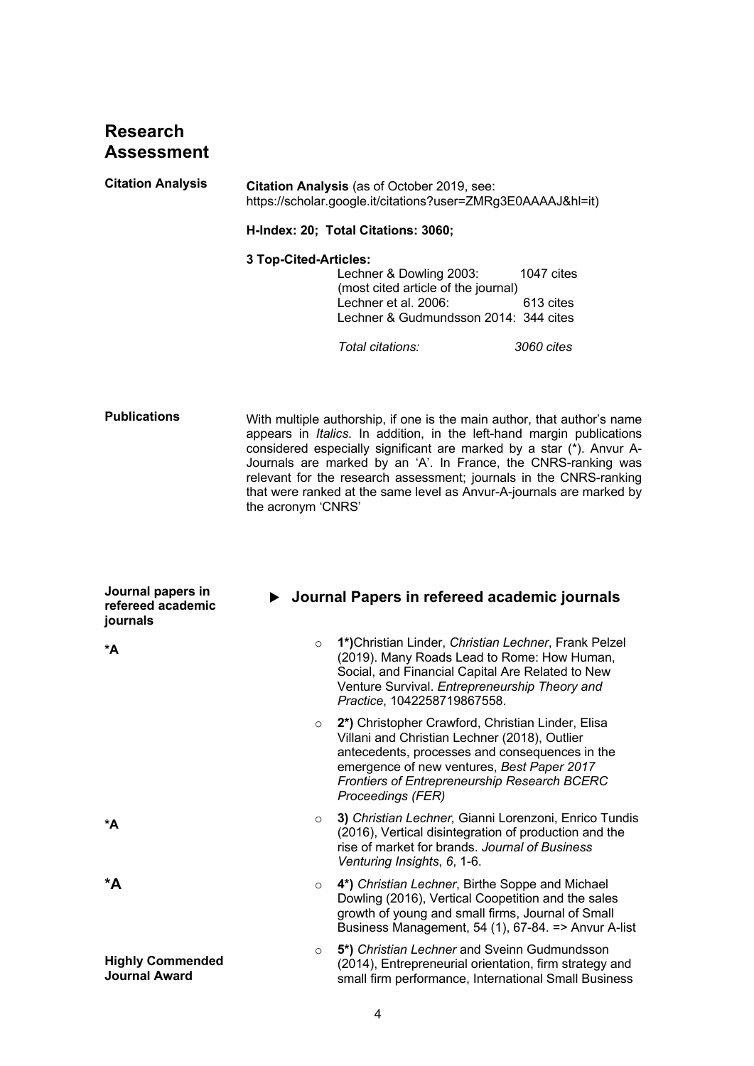# Research Assessment

**Citation Analysis**

**Citation Analysis** (as of October 2019, see: https://scholar.google.it/citations?user=ZMRg3E0AAAAJ&hl=it)

**H-Index: 20; Total Citations: 3060;**

**3 Top-Cited-Articles:**

| | |
|---|---|
| Lechner & Dowling 2003: (most cited article of the journal) | 1047 cites |
| Lechner et al. 2006: | 613 cites |
| Lechner & Gudmundsson 2014: | 344 cites |
| *Total citations:* | *3060 cites* |

**Publications**

With multiple authorship, if one is the main author, that author's name appears in *Italics*. In addition, in the left-hand margin publications considered especially significant are marked by a star (*). Anvur A-Journals are marked by an 'A'. In France, the CNRS-ranking was relevant for the research assessment; journals in the CNRS-ranking that were ranked at the same level as Anvur-A-journals are marked by the acronym 'CNRS'

**Journal papers in refereed academic journals**

## ▶ Journal Papers in refereed academic journals

**\*A**
- **1\*)**Christian Linder, *Christian Lechner*, Frank Pelzel (2019). Many Roads Lead to Rome: How Human, Social, and Financial Capital Are Related to New Venture Survival. *Entrepreneurship Theory and Practice*, 1042258719867558.

- **2\*)** Christopher Crawford, Christian Linder, Elisa Villani and Christian Lechner (2018), Outlier antecedents, processes and consequences in the emergence of new ventures, *Best Paper 2017 Frontiers of Entrepreneurship Research BCERC Proceedings (FER)*

**\*A**
- **3)** *Christian Lechner,* Gianni Lorenzoni, Enrico Tundis (2016), Vertical disintegration of production and the rise of market for brands. *Journal of Business Venturing Insights*, *6*, 1-6.

**\*A**
- **4\*)** *Christian Lechner*, Birthe Soppe and Michael Dowling (2016), Vertical Coopetition and the sales growth of young and small firms, Journal of Small Business Management, 54 (1), 67-84. => Anvur A-list

**Highly Commended Journal Award**
- **5\*)** *Christian Lechner* and Sveinn Gudmundsson (2014), Entrepreneurial orientation, firm strategy and small firm performance, International Small Business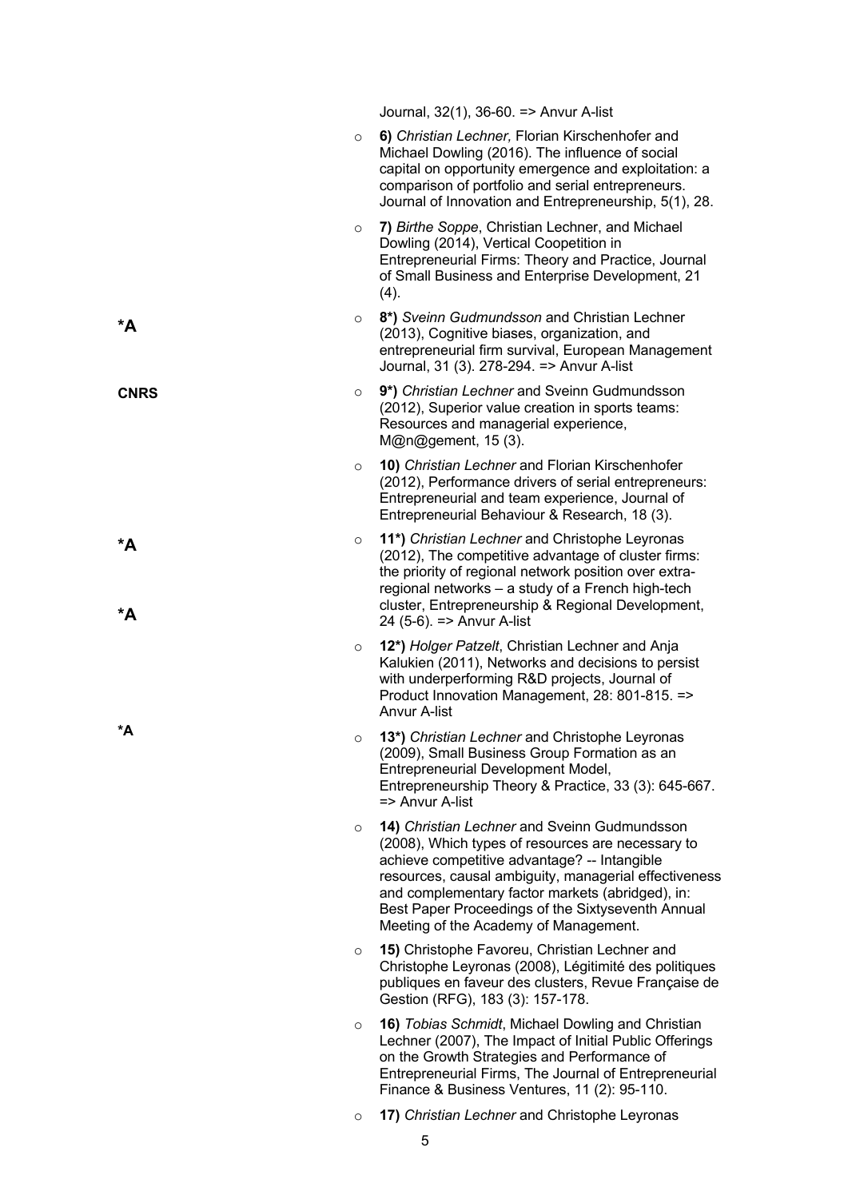Journal, 32(1), 36-60. => Anvur A-list

- **6)** *Christian Lechner,* Florian Kirschenhofer and Michael Dowling (2016). The influence of social capital on opportunity emergence and exploitation: a comparison of portfolio and serial entrepreneurs. Journal of Innovation and Entrepreneurship, 5(1), 28.
- **7)** *Birthe Soppe*, Christian Lechner, and Michael Dowling (2014), Vertical Coopetition in Entrepreneurial Firms: Theory and Practice, Journal of Small Business and Enterprise Development, 21 (4).
- **8\*)** *Sveinn Gudmundsson* and Christian Lechner (2013), Cognitive biases, organization, and entrepreneurial firm survival, European Management Journal, 31 (3). 278-294. => Anvur A-list — ***A**
- **9\*)** *Christian Lechner* and Sveinn Gudmundsson (2012), Superior value creation in sports teams: Resources and managerial experience, M@n@gement, 15 (3). — **CNRS**
- **10)** *Christian Lechner* and Florian Kirschenhofer (2012), Performance drivers of serial entrepreneurs: Entrepreneurial and team experience, Journal of Entrepreneurial Behaviour & Research, 18 (3).
- **11\*)** *Christian Lechner* and Christophe Leyronas (2012), The competitive advantage of cluster firms: the priority of regional network position over extra-regional networks – a study of a French high-tech cluster, Entrepreneurship & Regional Development, 24 (5-6). => Anvur A-list — ***A**
- **12\*)** *Holger Patzelt*, Christian Lechner and Anja Kalukien (2011), Networks and decisions to persist with underperforming R&D projects, Journal of Product Innovation Management, 28: 801-815. => Anvur A-list — ***A**
- **13\*)** *Christian Lechner* and Christophe Leyronas (2009), Small Business Group Formation as an Entrepreneurial Development Model, Entrepreneurship Theory & Practice, 33 (3): 645-667. => Anvur A-list — ***A**
- **14)** *Christian Lechner* and Sveinn Gudmundsson (2008), Which types of resources are necessary to achieve competitive advantage? -- Intangible resources, causal ambiguity, managerial effectiveness and complementary factor markets (abridged), in: Best Paper Proceedings of the Sixtyseventh Annual Meeting of the Academy of Management.
- **15)** Christophe Favoreu, Christian Lechner and Christophe Leyronas (2008), Légitimité des politiques publiques en faveur des clusters, Revue Française de Gestion (RFG), 183 (3): 157-178.
- **16)** *Tobias Schmidt*, Michael Dowling and Christian Lechner (2007), The Impact of Initial Public Offerings on the Growth Strategies and Performance of Entrepreneurial Firms, The Journal of Entrepreneurial Finance & Business Ventures, 11 (2): 95-110.
- **17)** *Christian Lechner* and Christophe Leyronas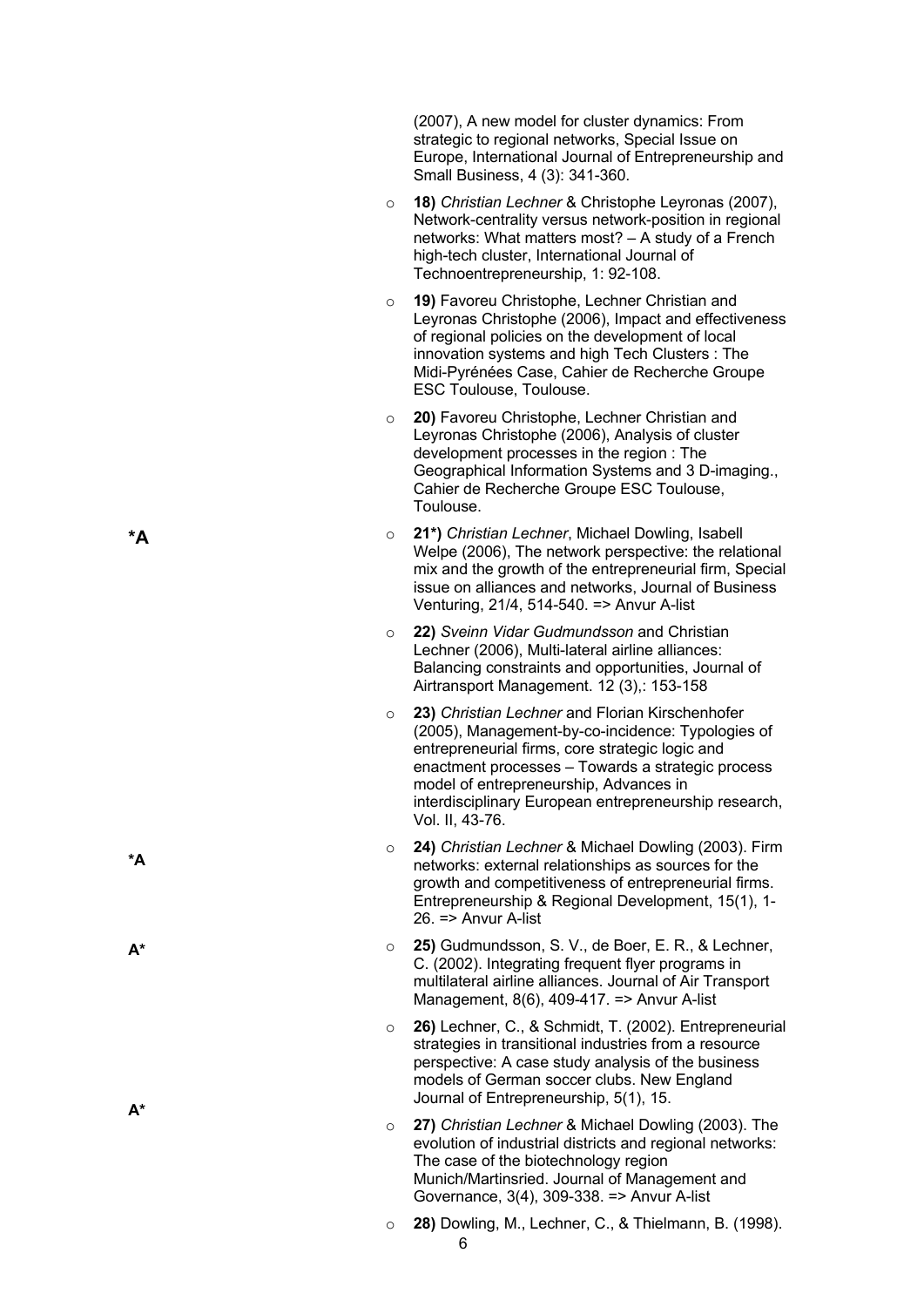(2007), A new model for cluster dynamics: From strategic to regional networks, Special Issue on Europe, International Journal of Entrepreneurship and Small Business, 4 (3): 341-360.

- **18)** *Christian Lechner* & Christophe Leyronas (2007), Network-centrality versus network-position in regional networks: What matters most? – A study of a French high-tech cluster, International Journal of Technoentrepreneurship, 1: 92-108.
- **19)** Favoreu Christophe, Lechner Christian and Leyronas Christophe (2006), Impact and effectiveness of regional policies on the development of local innovation systems and high Tech Clusters : The Midi-Pyrénées Case, Cahier de Recherche Groupe ESC Toulouse, Toulouse.
- **20)** Favoreu Christophe, Lechner Christian and Leyronas Christophe (2006), Analysis of cluster development processes in the region : The Geographical Information Systems and 3 D-imaging., Cahier de Recherche Groupe ESC Toulouse, Toulouse.

*A

- **21*)** *Christian Lechner*, Michael Dowling, Isabell Welpe (2006), The network perspective: the relational mix and the growth of the entrepreneurial firm, Special issue on alliances and networks, Journal of Business Venturing, 21/4, 514-540. => Anvur A-list
- **22)** *Sveinn Vidar Gudmundsson* and Christian Lechner (2006), Multi-lateral airline alliances: Balancing constraints and opportunities, Journal of Airtransport Management. 12 (3),: 153-158
- **23)** *Christian Lechner* and Florian Kirschenhofer (2005), Management-by-co-incidence: Typologies of entrepreneurial firms, core strategic logic and enactment processes – Towards a strategic process model of entrepreneurship, Advances in interdisciplinary European entrepreneurship research, Vol. II, 43-76.

*A

- **24)** *Christian Lechner* & Michael Dowling (2003). Firm networks: external relationships as sources for the growth and competitiveness of entrepreneurial firms. Entrepreneurship & Regional Development, 15(1), 1-26. => Anvur A-list

A*

- **25)** Gudmundsson, S. V., de Boer, E. R., & Lechner, C. (2002). Integrating frequent flyer programs in multilateral airline alliances. Journal of Air Transport Management, 8(6), 409-417. => Anvur A-list
- **26)** Lechner, C., & Schmidt, T. (2002). Entrepreneurial strategies in transitional industries from a resource perspective: A case study analysis of the business models of German soccer clubs. New England Journal of Entrepreneurship, 5(1), 15.

A*

- **27)** *Christian Lechner* & Michael Dowling (2003). The evolution of industrial districts and regional networks: The case of the biotechnology region Munich/Martinsried. Journal of Management and Governance, 3(4), 309-338. => Anvur A-list
- **28)** Dowling, M., Lechner, C., & Thielmann, B. (1998).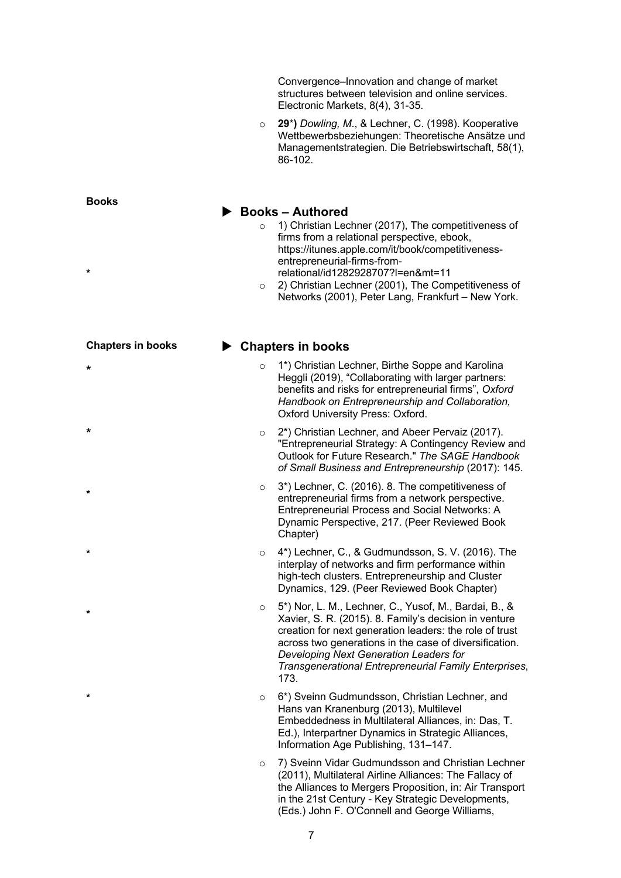Convergence–Innovation and change of market structures between television and online services. Electronic Markets, 8(4), 31-35.

- **29***)** *Dowling, M.*, & Lechner, C. (1998). Kooperative Wettbewerbsbeziehungen: Theoretische Ansätze und Managementstrategien. Die Betriebswirtschaft, 58(1), 86-102.

**Books**

## ▶ Books – Authored

*

- 1) Christian Lechner (2017), The competitiveness of firms from a relational perspective, ebook, https://itunes.apple.com/it/book/competitiveness-entrepreneurial-firms-from-relational/id1282928707?l=en&mt=11
- 2) Christian Lechner (2001), The Competitiveness of Networks (2001), Peter Lang, Frankfurt – New York.

**Chapters in books**

## ▶ Chapters in books

*

- 1*) Christian Lechner, Birthe Soppe and Karolina Heggli (2019), "Collaborating with larger partners: benefits and risks for entrepreneurial firms", *Oxford Handbook on Entrepreneurship and Collaboration,* Oxford University Press: Oxford.

*

- 2*) Christian Lechner, and Abeer Pervaiz (2017). "Entrepreneurial Strategy: A Contingency Review and Outlook for Future Research." *The SAGE Handbook of Small Business and Entrepreneurship* (2017): 145.

*

- 3*) Lechner, C. (2016). 8. The competitiveness of entrepreneurial firms from a network perspective. Entrepreneurial Process and Social Networks: A Dynamic Perspective, 217. (Peer Reviewed Book Chapter)

*

- 4*) Lechner, C., & Gudmundsson, S. V. (2016). The interplay of networks and firm performance within high-tech clusters. Entrepreneurship and Cluster Dynamics, 129. (Peer Reviewed Book Chapter)

*

- 5*) Nor, L. M., Lechner, C., Yusof, M., Bardai, B., & Xavier, S. R. (2015). 8. Family's decision in venture creation for next generation leaders: the role of trust across two generations in the case of diversification. *Developing Next Generation Leaders for Transgenerational Entrepreneurial Family Enterprises*, 173.

*

- 6*) Sveinn Gudmundsson, Christian Lechner, and Hans van Kranenburg (2013), Multilevel Embeddedness in Multilateral Alliances, in: Das, T. Ed.), Interpartner Dynamics in Strategic Alliances, Information Age Publishing, 131–147.
- 7) Sveinn Vidar Gudmundsson and Christian Lechner (2011), Multilateral Airline Alliances: The Fallacy of the Alliances to Mergers Proposition, in: Air Transport in the 21st Century - Key Strategic Developments, (Eds.) John F. O'Connell and George Williams,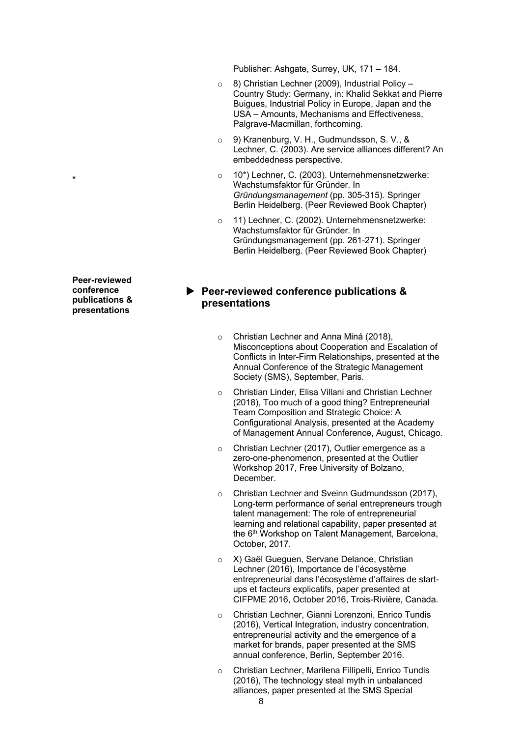Publisher: Ashgate, Surrey, UK, 171 – 184.

- 8) Christian Lechner (2009), Industrial Policy – Country Study: Germany, in: Khalid Sekkat and Pierre Buigues, Industrial Policy in Europe, Japan and the USA – Amounts, Mechanisms and Effectiveness, Palgrave-Macmillan, forthcoming.
- 9) Kranenburg, V. H., Gudmundsson, S. V., & Lechner, C. (2003). Are service alliances different? An embeddedness perspective.
- 10*) Lechner, C. (2003). Unternehmensnetzwerke: Wachstumsfaktor für Gründer. In *Gründungsmanagement* (pp. 305-315). Springer Berlin Heidelberg. (Peer Reviewed Book Chapter)
- 11) Lechner, C. (2002). Unternehmensnetzwerke: Wachstumsfaktor für Gründer. In Gründungsmanagement (pp. 261-271). Springer Berlin Heidelberg. (Peer Reviewed Book Chapter)

**Peer-reviewed conference publications & presentations**

## ▶ Peer-reviewed conference publications & presentations

- Christian Lechner and Anna Miná (2018), Misconceptions about Cooperation and Escalation of Conflicts in Inter-Firm Relationships, presented at the Annual Conference of the Strategic Management Society (SMS), September, Paris.
- Christian Linder, Elisa Villani and Christian Lechner (2018), Too much of a good thing? Entrepreneurial Team Composition and Strategic Choice: A Configurational Analysis, presented at the Academy of Management Annual Conference, August, Chicago.
- Christian Lechner (2017), Outlier emergence as a zero-one-phenomenon, presented at the Outlier Workshop 2017, Free University of Bolzano, December.
- Christian Lechner and Sveinn Gudmundsson (2017), Long-term performance of serial entrepreneurs trough talent management: The role of entrepreneurial learning and relational capability, paper presented at the 6th Workshop on Talent Management, Barcelona, October, 2017.
- X) Gaël Gueguen, Servane Delanoe, Christian Lechner (2016), Importance de l'écosystème entrepreneurial dans l'écosystème d'affaires de start-ups et facteurs explicatifs, paper presented at CIFPME 2016, October 2016, Trois-Rivière, Canada.
- Christian Lechner, Gianni Lorenzoni, Enrico Tundis (2016), Vertical Integration, industry concentration, entrepreneurial activity and the emergence of a market for brands, paper presented at the SMS annual conference, Berlin, September 2016.
- Christian Lechner, Marilena Fillipelli, Enrico Tundis (2016), The technology steal myth in unbalanced alliances, paper presented at the SMS Special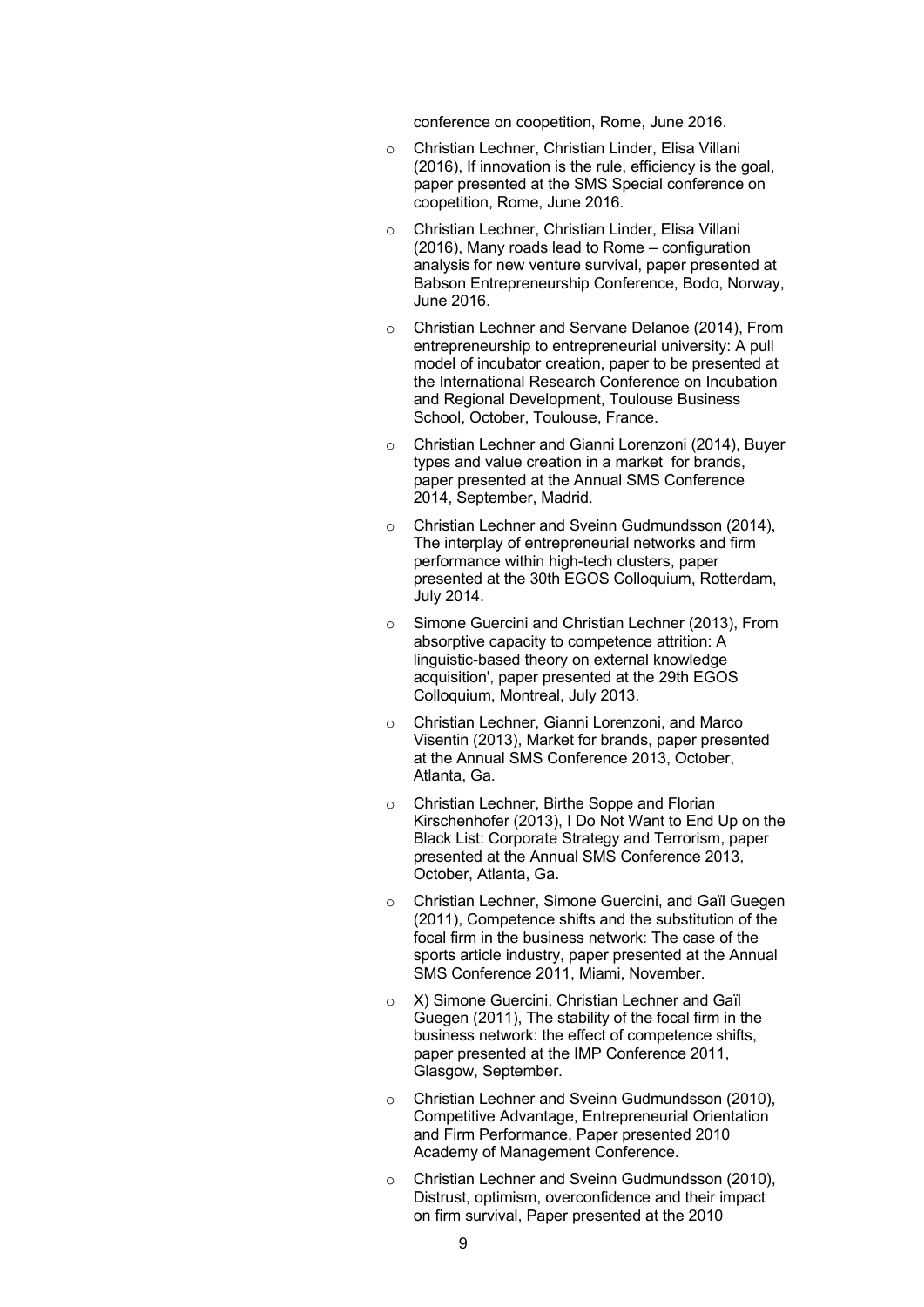conference on coopetition, Rome, June 2016.

- Christian Lechner, Christian Linder, Elisa Villani (2016), If innovation is the rule, efficiency is the goal, paper presented at the SMS Special conference on coopetition, Rome, June 2016.
- Christian Lechner, Christian Linder, Elisa Villani (2016), Many roads lead to Rome – configuration analysis for new venture survival, paper presented at Babson Entrepreneurship Conference, Bodo, Norway, June 2016.
- Christian Lechner and Servane Delanoe (2014), From entrepreneurship to entrepreneurial university: A pull model of incubator creation, paper to be presented at the International Research Conference on Incubation and Regional Development, Toulouse Business School, October, Toulouse, France.
- Christian Lechner and Gianni Lorenzoni (2014), Buyer types and value creation in a market for brands, paper presented at the Annual SMS Conference 2014, September, Madrid.
- Christian Lechner and Sveinn Gudmundsson (2014), The interplay of entrepreneurial networks and firm performance within high-tech clusters, paper presented at the 30th EGOS Colloquium, Rotterdam, July 2014.
- Simone Guercini and Christian Lechner (2013), From absorptive capacity to competence attrition: A linguistic-based theory on external knowledge acquisition', paper presented at the 29th EGOS Colloquium, Montreal, July 2013.
- Christian Lechner, Gianni Lorenzoni, and Marco Visentin (2013), Market for brands, paper presented at the Annual SMS Conference 2013, October, Atlanta, Ga.
- Christian Lechner, Birthe Soppe and Florian Kirschenhofer (2013), I Do Not Want to End Up on the Black List: Corporate Strategy and Terrorism, paper presented at the Annual SMS Conference 2013, October, Atlanta, Ga.
- Christian Lechner, Simone Guercini, and Gaïl Guegen (2011), Competence shifts and the substitution of the focal firm in the business network: The case of the sports article industry, paper presented at the Annual SMS Conference 2011, Miami, November.
- X) Simone Guercini, Christian Lechner and Gaïl Guegen (2011), The stability of the focal firm in the business network: the effect of competence shifts, paper presented at the IMP Conference 2011, Glasgow, September.
- Christian Lechner and Sveinn Gudmundsson (2010), Competitive Advantage, Entrepreneurial Orientation and Firm Performance, Paper presented 2010 Academy of Management Conference.
- Christian Lechner and Sveinn Gudmundsson (2010), Distrust, optimism, overconfidence and their impact on firm survival, Paper presented at the 2010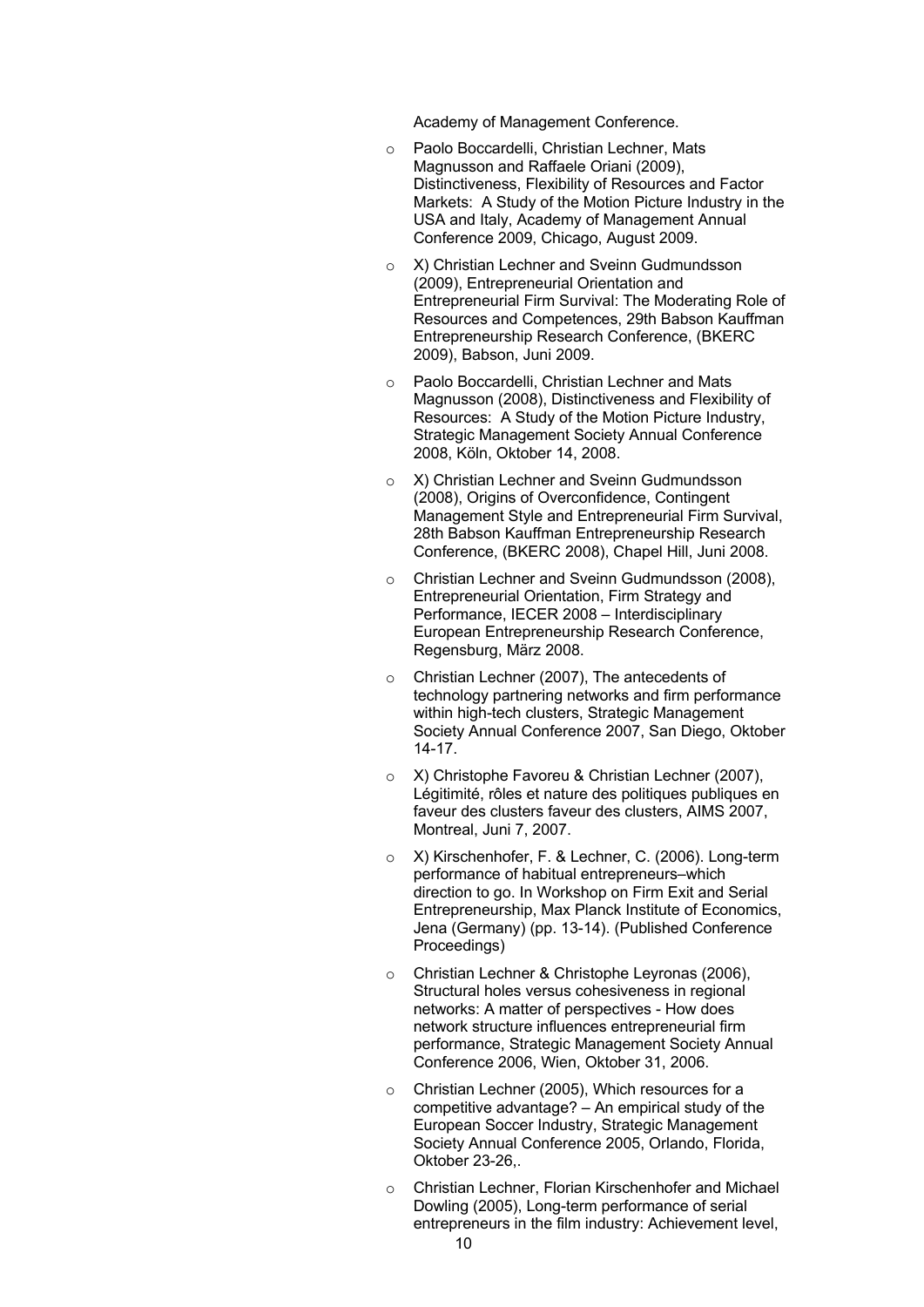Academy of Management Conference.

- Paolo Boccardelli, Christian Lechner, Mats Magnusson and Raffaele Oriani (2009), Distinctiveness, Flexibility of Resources and Factor Markets: A Study of the Motion Picture Industry in the USA and Italy, Academy of Management Annual Conference 2009, Chicago, August 2009.
- X) Christian Lechner and Sveinn Gudmundsson (2009), Entrepreneurial Orientation and Entrepreneurial Firm Survival: The Moderating Role of Resources and Competences, 29th Babson Kauffman Entrepreneurship Research Conference, (BKERC 2009), Babson, Juni 2009.
- Paolo Boccardelli, Christian Lechner and Mats Magnusson (2008), Distinctiveness and Flexibility of Resources: A Study of the Motion Picture Industry, Strategic Management Society Annual Conference 2008, Köln, Oktober 14, 2008.
- X) Christian Lechner and Sveinn Gudmundsson (2008), Origins of Overconfidence, Contingent Management Style and Entrepreneurial Firm Survival, 28th Babson Kauffman Entrepreneurship Research Conference, (BKERC 2008), Chapel Hill, Juni 2008.
- Christian Lechner and Sveinn Gudmundsson (2008), Entrepreneurial Orientation, Firm Strategy and Performance, IECER 2008 – Interdisciplinary European Entrepreneurship Research Conference, Regensburg, März 2008.
- Christian Lechner (2007), The antecedents of technology partnering networks and firm performance within high-tech clusters, Strategic Management Society Annual Conference 2007, San Diego, Oktober 14-17.
- X) Christophe Favoreu & Christian Lechner (2007), Légitimité, rôles et nature des politiques publiques en faveur des clusters faveur des clusters, AIMS 2007, Montreal, Juni 7, 2007.
- X) Kirschenhofer, F. & Lechner, C. (2006). Long-term performance of habitual entrepreneurs–which direction to go. In Workshop on Firm Exit and Serial Entrepreneurship, Max Planck Institute of Economics, Jena (Germany) (pp. 13-14). (Published Conference Proceedings)
- Christian Lechner & Christophe Leyronas (2006), Structural holes versus cohesiveness in regional networks: A matter of perspectives - How does network structure influences entrepreneurial firm performance, Strategic Management Society Annual Conference 2006, Wien, Oktober 31, 2006.
- Christian Lechner (2005), Which resources for a competitive advantage? – An empirical study of the European Soccer Industry, Strategic Management Society Annual Conference 2005, Orlando, Florida, Oktober 23-26,.
- Christian Lechner, Florian Kirschenhofer and Michael Dowling (2005), Long-term performance of serial entrepreneurs in the film industry: Achievement level,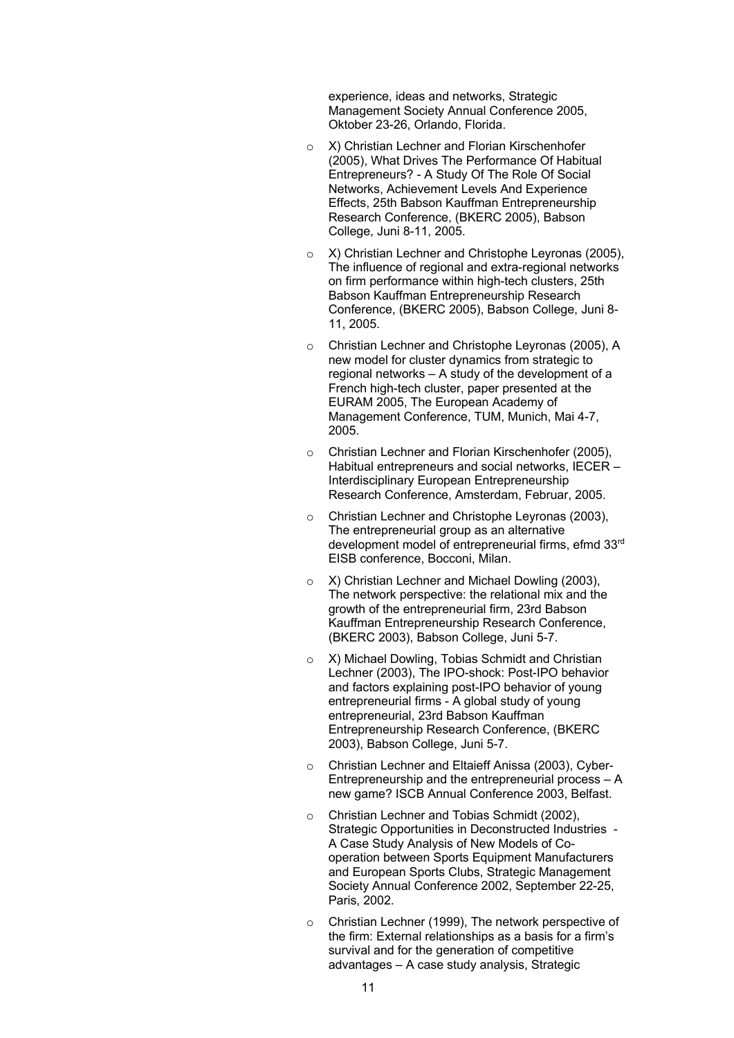experience, ideas and networks, Strategic Management Society Annual Conference 2005, Oktober 23-26, Orlando, Florida.

- X) Christian Lechner and Florian Kirschenhofer (2005), What Drives The Performance Of Habitual Entrepreneurs? - A Study Of The Role Of Social Networks, Achievement Levels And Experience Effects, 25th Babson Kauffman Entrepreneurship Research Conference, (BKERC 2005), Babson College, Juni 8-11, 2005.
- X) Christian Lechner and Christophe Leyronas (2005), The influence of regional and extra-regional networks on firm performance within high-tech clusters, 25th Babson Kauffman Entrepreneurship Research Conference, (BKERC 2005), Babson College, Juni 8-11, 2005.
- Christian Lechner and Christophe Leyronas (2005), A new model for cluster dynamics from strategic to regional networks – A study of the development of a French high-tech cluster, paper presented at the EURAM 2005, The European Academy of Management Conference, TUM, Munich, Mai 4-7, 2005.
- Christian Lechner and Florian Kirschenhofer (2005), Habitual entrepreneurs and social networks, IECER – Interdisciplinary European Entrepreneurship Research Conference, Amsterdam, Februar, 2005.
- Christian Lechner and Christophe Leyronas (2003), The entrepreneurial group as an alternative development model of entrepreneurial firms, efmd 33rd EISB conference, Bocconi, Milan.
- X) Christian Lechner and Michael Dowling (2003), The network perspective: the relational mix and the growth of the entrepreneurial firm, 23rd Babson Kauffman Entrepreneurship Research Conference, (BKERC 2003), Babson College, Juni 5-7.
- X) Michael Dowling, Tobias Schmidt and Christian Lechner (2003), The IPO-shock: Post-IPO behavior and factors explaining post-IPO behavior of young entrepreneurial firms - A global study of young entrepreneurial, 23rd Babson Kauffman Entrepreneurship Research Conference, (BKERC 2003), Babson College, Juni 5-7.
- Christian Lechner and Eltaieff Anissa (2003), Cyber-Entrepreneurship and the entrepreneurial process – A new game? ISCB Annual Conference 2003, Belfast.
- Christian Lechner and Tobias Schmidt (2002), Strategic Opportunities in Deconstructed Industries - A Case Study Analysis of New Models of Co-operation between Sports Equipment Manufacturers and European Sports Clubs, Strategic Management Society Annual Conference 2002, September 22-25, Paris, 2002.
- Christian Lechner (1999), The network perspective of the firm: External relationships as a basis for a firm's survival and for the generation of competitive advantages – A case study analysis, Strategic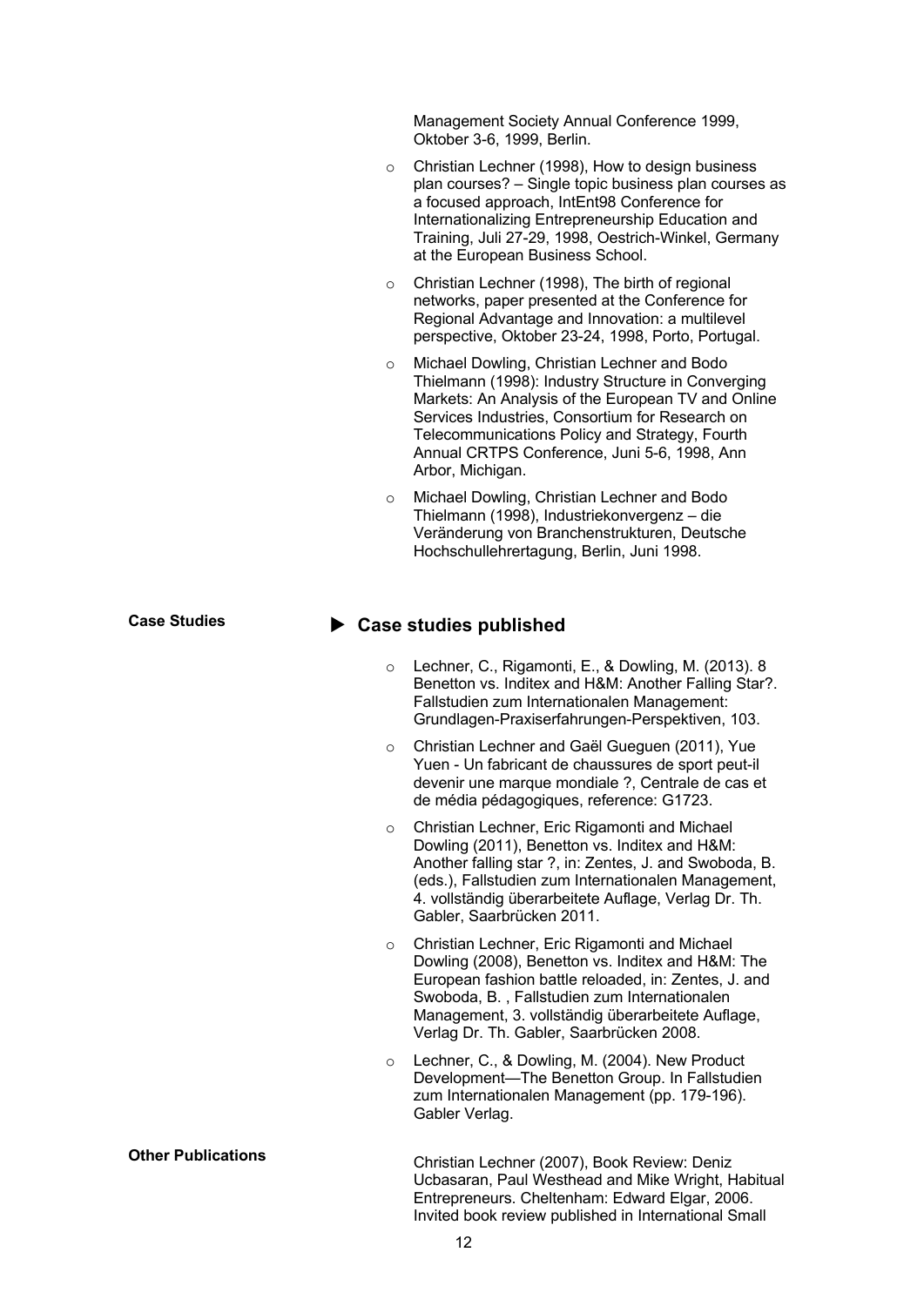Management Society Annual Conference 1999, Oktober 3-6, 1999, Berlin.

- Christian Lechner (1998), How to design business plan courses? – Single topic business plan courses as a focused approach, IntEnt98 Conference for Internationalizing Entrepreneurship Education and Training, Juli 27-29, 1998, Oestrich-Winkel, Germany at the European Business School.
- Christian Lechner (1998), The birth of regional networks, paper presented at the Conference for Regional Advantage and Innovation: a multilevel perspective, Oktober 23-24, 1998, Porto, Portugal.
- Michael Dowling, Christian Lechner and Bodo Thielmann (1998): Industry Structure in Converging Markets: An Analysis of the European TV and Online Services Industries, Consortium for Research on Telecommunications Policy and Strategy, Fourth Annual CRTPS Conference, Juni 5-6, 1998, Ann Arbor, Michigan.
- Michael Dowling, Christian Lechner and Bodo Thielmann (1998), Industriekonvergenz – die Veränderung von Branchenstrukturen, Deutsche Hochschullehrertagung, Berlin, Juni 1998.

**Case Studies**

## ▶ Case studies published

- Lechner, C., Rigamonti, E., & Dowling, M. (2013). 8 Benetton vs. Inditex and H&M: Another Falling Star?. Fallstudien zum Internationalen Management: Grundlagen-Praxiserfahrungen-Perspektiven, 103.
- Christian Lechner and Gaël Gueguen (2011), Yue Yuen - Un fabricant de chaussures de sport peut-il devenir une marque mondiale ?, Centrale de cas et de média pédagogiques, reference: G1723.
- Christian Lechner, Eric Rigamonti and Michael Dowling (2011), Benetton vs. Inditex and H&M: Another falling star ?, in: Zentes, J. and Swoboda, B. (eds.), Fallstudien zum Internationalen Management, 4. vollständig überarbeitete Auflage, Verlag Dr. Th. Gabler, Saarbrücken 2011.
- Christian Lechner, Eric Rigamonti and Michael Dowling (2008), Benetton vs. Inditex and H&M: The European fashion battle reloaded, in: Zentes, J. and Swoboda, B. , Fallstudien zum Internationalen Management, 3. vollständig überarbeitete Auflage, Verlag Dr. Th. Gabler, Saarbrücken 2008.
- Lechner, C., & Dowling, M. (2004). New Product Development—The Benetton Group. In Fallstudien zum Internationalen Management (pp. 179-196). Gabler Verlag.

**Other Publications**

Christian Lechner (2007), Book Review: Deniz Ucbasaran, Paul Westhead and Mike Wright, Habitual Entrepreneurs. Cheltenham: Edward Elgar, 2006. Invited book review published in International Small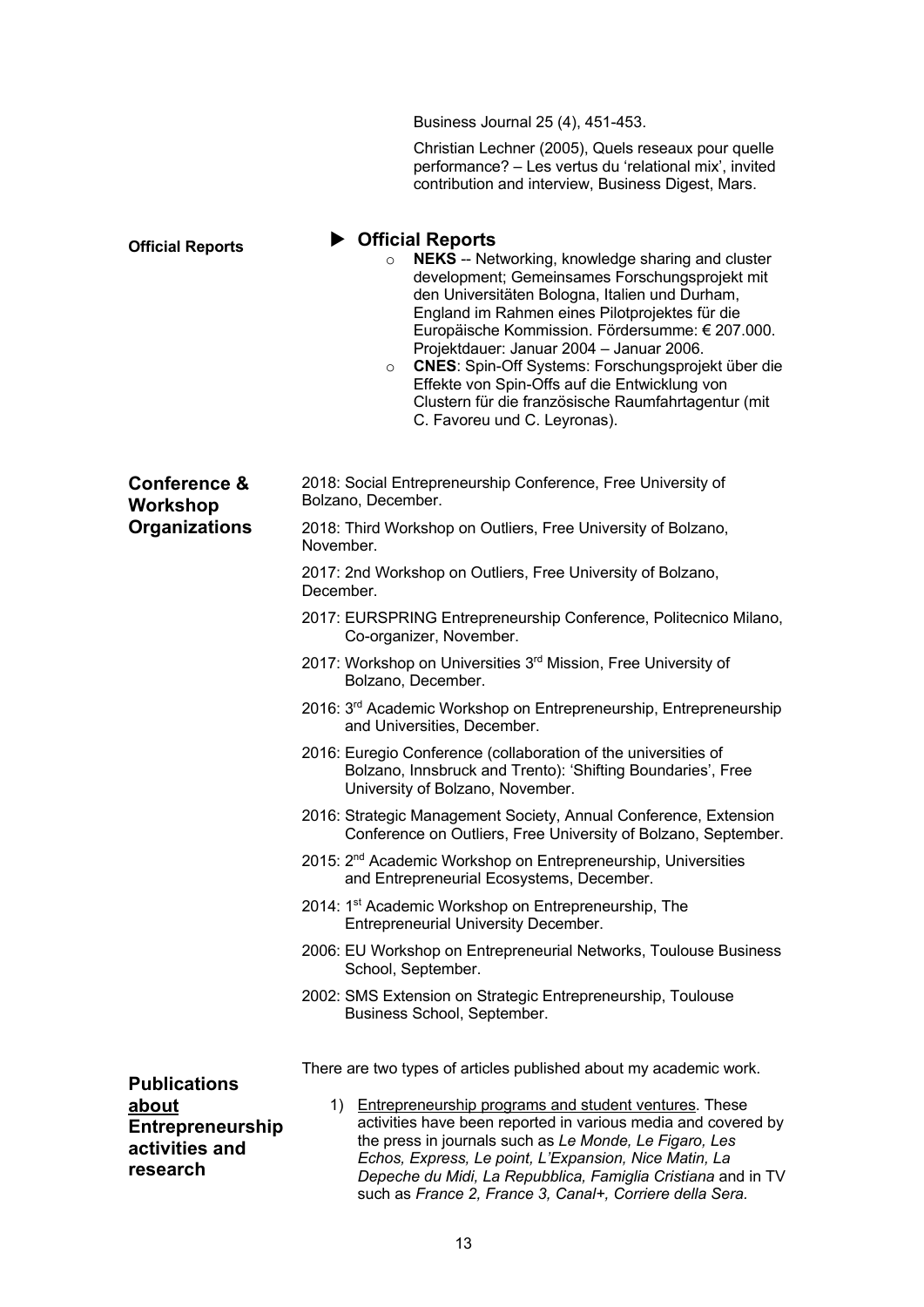Business Journal 25 (4), 451-453.

Christian Lechner (2005), Quels reseaux pour quelle performance? – Les vertus du 'relational mix', invited contribution and interview, Business Digest, Mars.

**Official Reports**

### ▶ Official Reports

- **NEKS** -- Networking, knowledge sharing and cluster development; Gemeinsames Forschungsprojekt mit den Universitäten Bologna, Italien und Durham, England im Rahmen eines Pilotprojektes für die Europäische Kommission. Fördersumme: € 207.000. Projektdauer: Januar 2004 – Januar 2006.
- **CNES**: Spin-Off Systems: Forschungsprojekt über die Effekte von Spin-Offs auf die Entwicklung von Clustern für die französische Raumfahrtagentur (mit C. Favoreu und C. Leyronas).

## Conference & Workshop Organizations

2018: Social Entrepreneurship Conference, Free University of Bolzano, December.

2018: Third Workshop on Outliers, Free University of Bolzano, November.

2017: 2nd Workshop on Outliers, Free University of Bolzano, December.

2017: EURSPRING Entrepreneurship Conference, Politecnico Milano, Co-organizer, November.

2017: Workshop on Universities 3rd Mission, Free University of Bolzano, December.

2016: 3rd Academic Workshop on Entrepreneurship, Entrepreneurship and Universities, December.

2016: Euregio Conference (collaboration of the universities of Bolzano, Innsbruck and Trento): 'Shifting Boundaries', Free University of Bolzano, November.

2016: Strategic Management Society, Annual Conference, Extension Conference on Outliers, Free University of Bolzano, September.

2015: 2nd Academic Workshop on Entrepreneurship, Universities and Entrepreneurial Ecosystems, December.

2014: 1st Academic Workshop on Entrepreneurship, The Entrepreneurial University December.

2006: EU Workshop on Entrepreneurial Networks, Toulouse Business School, September.

2002: SMS Extension on Strategic Entrepreneurship, Toulouse Business School, September.

## Publications about Entrepreneurship activities and research

There are two types of articles published about my academic work.

1) Entrepreneurship programs and student ventures. These activities have been reported in various media and covered by the press in journals such as *Le Monde, Le Figaro, Les Echos, Express, Le point, L'Expansion, Nice Matin, La Depeche du Midi, La Repubblica, Famiglia Cristiana* and in TV such as *France 2, France 3, Canal+, Corriere della Sera.*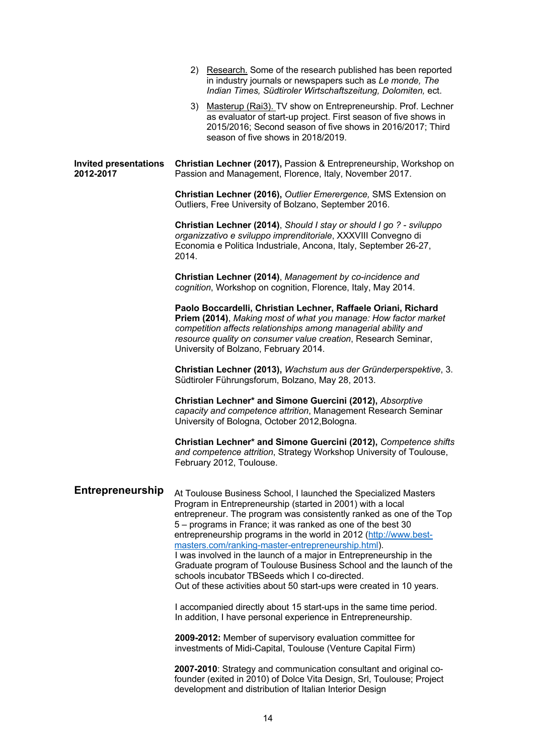2) Research. Some of the research published has been reported in industry journals or newspapers such as *Le monde, The Indian Times, Südtiroler Wirtschaftszeitung, Dolomiten,* ect.

3) Masterup (Rai3). TV show on Entrepreneurship. Prof. Lechner as evaluator of start-up project. First season of five shows in 2015/2016; Second season of five shows in 2016/2017; Third season of five shows in 2018/2019.

**Invited presentations 2012-2017**

**Christian Lechner (2017),** Passion & Entrepreneurship, Workshop on Passion and Management, Florence, Italy, November 2017.

**Christian Lechner (2016),** *Outlier Emerergence,* SMS Extension on Outliers, Free University of Bolzano, September 2016.

**Christian Lechner (2014)**, *Should I stay or should I go ? - sviluppo organizzativo e sviluppo imprenditoriale*, XXXVIII Convegno di Economia e Politica Industriale, Ancona, Italy, September 26-27, 2014.

**Christian Lechner (2014)**, *Management by co-incidence and cognition*, Workshop on cognition, Florence, Italy, May 2014.

**Paolo Boccardelli, Christian Lechner, Raffaele Oriani, Richard Priem (2014)**, *Making most of what you manage: How factor market competition affects relationships among managerial ability and resource quality on consumer value creation*, Research Seminar, University of Bolzano, February 2014.

**Christian Lechner (2013),** *Wachstum aus der Gründerperspektive*, 3. Südtiroler Führungsforum, Bolzano, May 28, 2013.

**Christian Lechner* and Simone Guercini (2012),** *Absorptive capacity and competence attrition*, Management Research Seminar University of Bologna, October 2012,Bologna.

**Christian Lechner* and Simone Guercini (2012),** *Competence shifts and competence attrition*, Strategy Workshop University of Toulouse, February 2012, Toulouse.

## Entrepreneurship

At Toulouse Business School, I launched the Specialized Masters Program in Entrepreneurship (started in 2001) with a local entrepreneur. The program was consistently ranked as one of the Top 5 – programs in France; it was ranked as one of the best 30 entrepreneurship programs in the world in 2012 (http://www.best-masters.com/ranking-master-entrepreneurship.html).
I was involved in the launch of a major in Entrepreneurship in the Graduate program of Toulouse Business School and the launch of the schools incubator TBSeeds which I co-directed.
Out of these activities about 50 start-ups were created in 10 years.

I accompanied directly about 15 start-ups in the same time period.
In addition, I have personal experience in Entrepreneurship.

**2009-2012:** Member of supervisory evaluation committee for investments of Midi-Capital, Toulouse (Venture Capital Firm)

**2007-2010**: Strategy and communication consultant and original co-founder (exited in 2010) of Dolce Vita Design, Srl, Toulouse; Project development and distribution of Italian Interior Design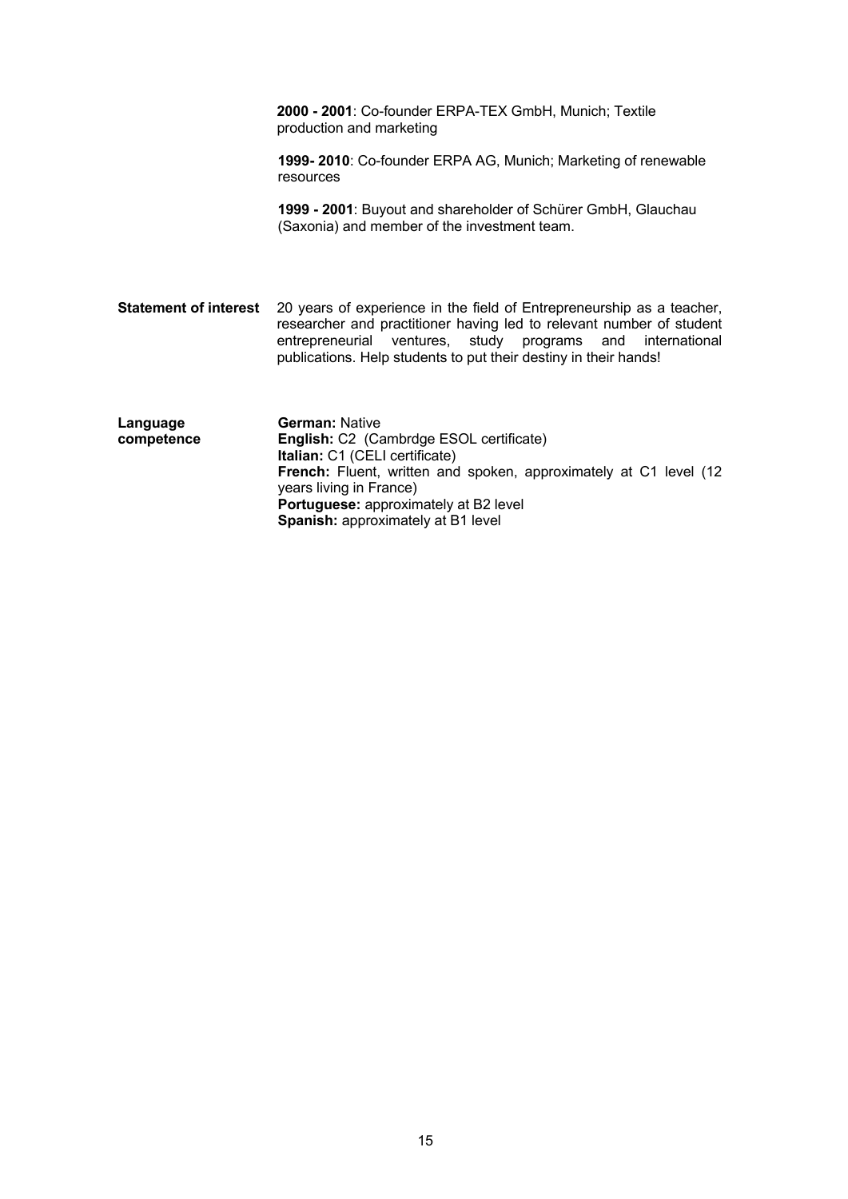**2000 - 2001**: Co-founder ERPA-TEX GmbH, Munich; Textile production and marketing

**1999- 2010**: Co-founder ERPA AG, Munich; Marketing of renewable resources

**1999 - 2001**: Buyout and shareholder of Schürer GmbH, Glauchau (Saxonia) and member of the investment team.

**Statement of interest** 20 years of experience in the field of Entrepreneurship as a teacher, researcher and practitioner having led to relevant number of student entrepreneurial ventures, study programs and international publications. Help students to put their destiny in their hands!

**Language competence**

**German:** Native
**English:** C2 (Cambrdge ESOL certificate)
**Italian:** C1 (CELI certificate)
**French:** Fluent, written and spoken, approximately at C1 level (12 years living in France)
**Portuguese:** approximately at B2 level
**Spanish:** approximately at B1 level